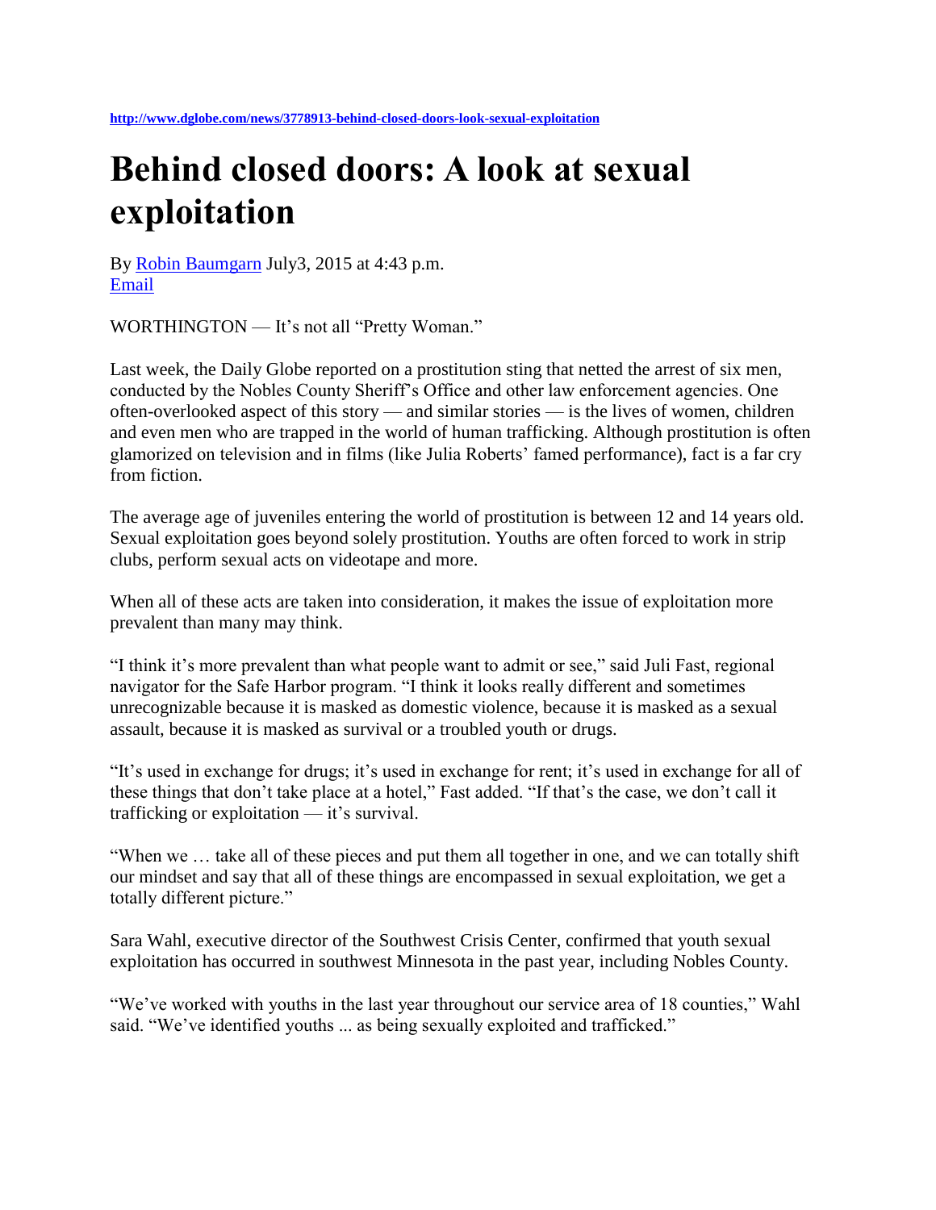http://www.dglobe.com/news/3778913-behind-closed-doors-look-sexual-exploitation

# Behind closed doors: A look at sexual exploitation

By Robin Baumgarn July3, 2015 at 4:43 p.m.
Email

WORTHINGTON — It's not all "Pretty Woman."

Last week, the Daily Globe reported on a prostitution sting that netted the arrest of six men, conducted by the Nobles County Sheriff's Office and other law enforcement agencies. One often-overlooked aspect of this story — and similar stories — is the lives of women, children and even men who are trapped in the world of human trafficking. Although prostitution is often glamorized on television and in films (like Julia Roberts' famed performance), fact is a far cry from fiction.

The average age of juveniles entering the world of prostitution is between 12 and 14 years old. Sexual exploitation goes beyond solely prostitution. Youths are often forced to work in strip clubs, perform sexual acts on videotape and more.

When all of these acts are taken into consideration, it makes the issue of exploitation more prevalent than many may think.

"I think it's more prevalent than what people want to admit or see," said Juli Fast, regional navigator for the Safe Harbor program. "I think it looks really different and sometimes unrecognizable because it is masked as domestic violence, because it is masked as a sexual assault, because it is masked as survival or a troubled youth or drugs.

"It's used in exchange for drugs; it's used in exchange for rent; it's used in exchange for all of these things that don't take place at a hotel," Fast added. "If that's the case, we don't call it trafficking or exploitation — it's survival.

"When we … take all of these pieces and put them all together in one, and we can totally shift our mindset and say that all of these things are encompassed in sexual exploitation, we get a totally different picture."

Sara Wahl, executive director of the Southwest Crisis Center, confirmed that youth sexual exploitation has occurred in southwest Minnesota in the past year, including Nobles County.

"We've worked with youths in the last year throughout our service area of 18 counties," Wahl said. "We've identified youths ... as being sexually exploited and trafficked."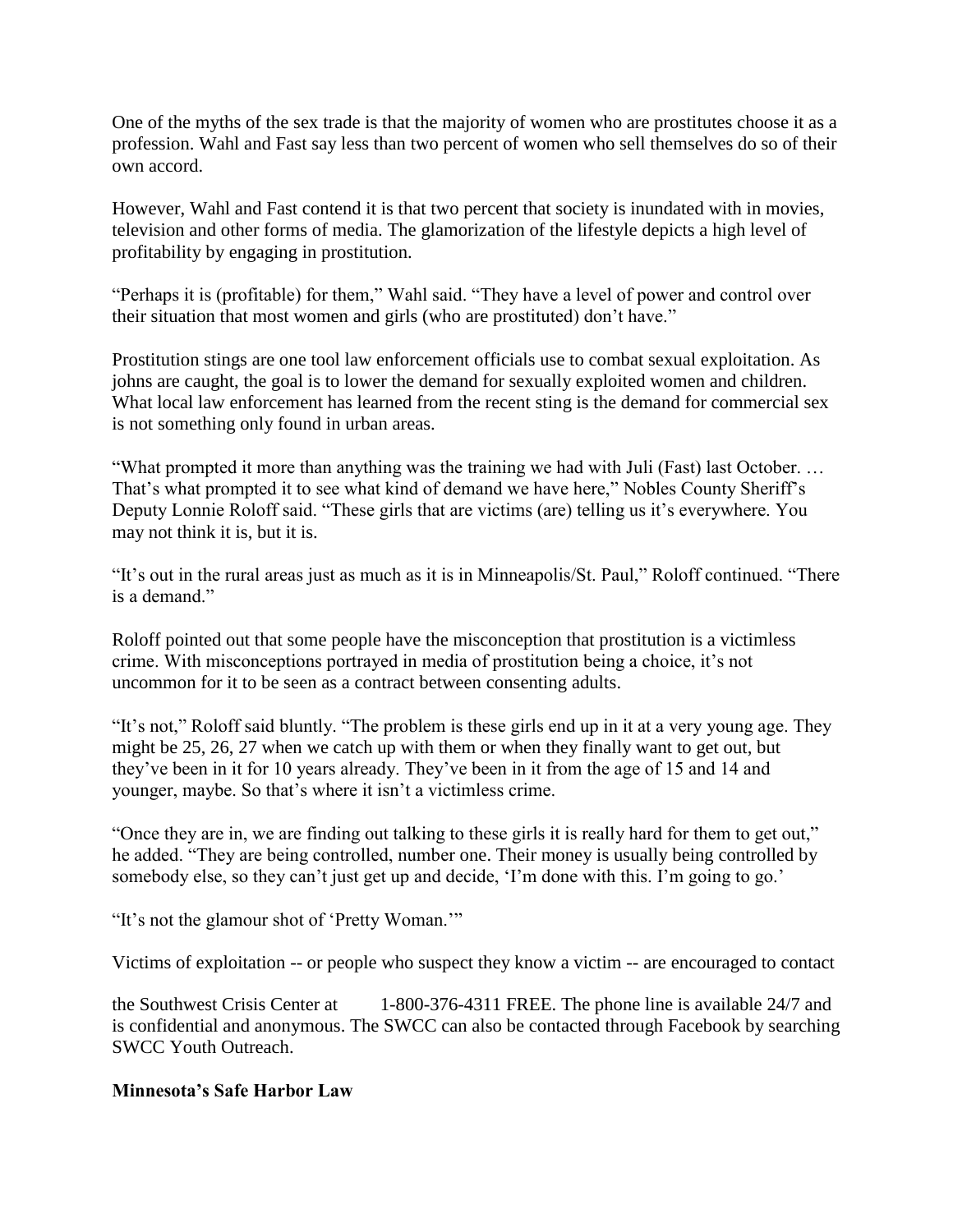One of the myths of the sex trade is that the majority of women who are prostitutes choose it as a profession. Wahl and Fast say less than two percent of women who sell themselves do so of their own accord.

However, Wahl and Fast contend it is that two percent that society is inundated with in movies, television and other forms of media. The glamorization of the lifestyle depicts a high level of profitability by engaging in prostitution.

"Perhaps it is (profitable) for them," Wahl said. "They have a level of power and control over their situation that most women and girls (who are prostituted) don't have."

Prostitution stings are one tool law enforcement officials use to combat sexual exploitation. As johns are caught, the goal is to lower the demand for sexually exploited women and children. What local law enforcement has learned from the recent sting is the demand for commercial sex is not something only found in urban areas.

"What prompted it more than anything was the training we had with Juli (Fast) last October. … That's what prompted it to see what kind of demand we have here," Nobles County Sheriff's Deputy Lonnie Roloff said. "These girls that are victims (are) telling us it's everywhere. You may not think it is, but it is.

"It's out in the rural areas just as much as it is in Minneapolis/St. Paul," Roloff continued. "There is a demand."

Roloff pointed out that some people have the misconception that prostitution is a victimless crime. With misconceptions portrayed in media of prostitution being a choice, it's not uncommon for it to be seen as a contract between consenting adults.

"It's not," Roloff said bluntly. "The problem is these girls end up in it at a very young age. They might be 25, 26, 27 when we catch up with them or when they finally want to get out, but they've been in it for 10 years already. They've been in it from the age of 15 and 14 and younger, maybe. So that's where it isn't a victimless crime.

"Once they are in, we are finding out talking to these girls it is really hard for them to get out," he added. "They are being controlled, number one. Their money is usually being controlled by somebody else, so they can't just get up and decide, 'I'm done with this. I'm going to go.'

"It's not the glamour shot of 'Pretty Woman.'"

Victims of exploitation -- or people who suspect they know a victim -- are encouraged to contact

the Southwest Crisis Center at 1-800-376-4311 FREE. The phone line is available 24/7 and is confidential and anonymous. The SWCC can also be contacted through Facebook by searching SWCC Youth Outreach.

**Minnesota's Safe Harbor Law**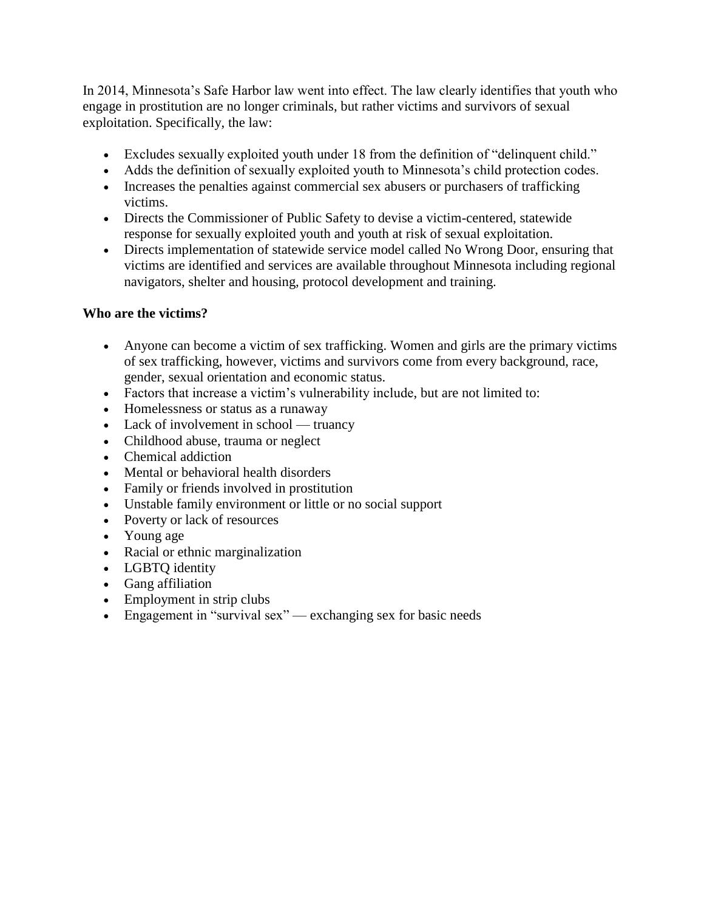In 2014, Minnesota's Safe Harbor law went into effect. The law clearly identifies that youth who engage in prostitution are no longer criminals, but rather victims and survivors of sexual exploitation. Specifically, the law:

- Excludes sexually exploited youth under 18 from the definition of "delinquent child."
- Adds the definition of sexually exploited youth to Minnesota's child protection codes.
- Increases the penalties against commercial sex abusers or purchasers of trafficking victims.
- Directs the Commissioner of Public Safety to devise a victim-centered, statewide response for sexually exploited youth and youth at risk of sexual exploitation.
- Directs implementation of statewide service model called No Wrong Door, ensuring that victims are identified and services are available throughout Minnesota including regional navigators, shelter and housing, protocol development and training.

**Who are the victims?**

- Anyone can become a victim of sex trafficking. Women and girls are the primary victims of sex trafficking, however, victims and survivors come from every background, race, gender, sexual orientation and economic status.
- Factors that increase a victim's vulnerability include, but are not limited to:
- Homelessness or status as a runaway
- Lack of involvement in school — truancy
- Childhood abuse, trauma or neglect
- Chemical addiction
- Mental or behavioral health disorders
- Family or friends involved in prostitution
- Unstable family environment or little or no social support
- Poverty or lack of resources
- Young age
- Racial or ethnic marginalization
- LGBTQ identity
- Gang affiliation
- Employment in strip clubs
- Engagement in "survival sex" — exchanging sex for basic needs